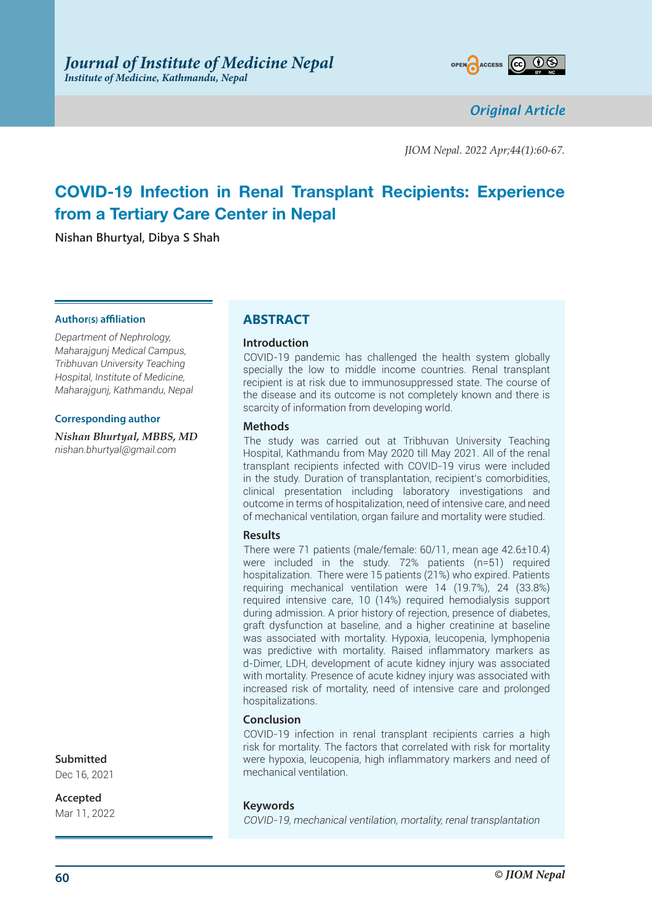# COVID-19 Infection in Renal Transplant Recipients: Experience from a Tertiary Care Center in Nepal

**Nishan Bhurtyal, Dibya S Shah**

**Author(s) affiliation**

*Department of Nephrology, Maharajgunj Medical Campus, Tribhuvan University Teaching Hospital, Institute of Medicine, Maharajgunj, Kathmandu, Nepal*

**Corresponding author**

***Nishan Bhurtyal, MBBS, MD***
*nishan.bhurtyal@gmail.com*

**Submitted**
Dec 16, 2021

**Accepted**
Mar 11, 2022

## ABSTRACT

### Introduction

COVID-19 pandemic has challenged the health system globally specially the low to middle income countries. Renal transplant recipient is at risk due to immunosuppressed state. The course of the disease and its outcome is not completely known and there is scarcity of information from developing world.

### Methods

The study was carried out at Tribhuvan University Teaching Hospital, Kathmandu from May 2020 till May 2021. All of the renal transplant recipients infected with COVID-19 virus were included in the study. Duration of transplantation, recipient's comorbidities, clinical presentation including laboratory investigations and outcome in terms of hospitalization, need of intensive care, and need of mechanical ventilation, organ failure and mortality were studied.

### Results

There were 71 patients (male/female: 60/11, mean age 42.6±10.4) were included in the study. 72% patients (n=51) required hospitalization. There were 15 patients (21%) who expired. Patients requiring mechanical ventilation were 14 (19.7%), 24 (33.8%) required intensive care, 10 (14%) required hemodialysis support during admission. A prior history of rejection, presence of diabetes, graft dysfunction at baseline, and a higher creatinine at baseline was associated with mortality. Hypoxia, leucopenia, lymphopenia was predictive with mortality. Raised inflammatory markers as d-Dimer, LDH, development of acute kidney injury was associated with mortality. Presence of acute kidney injury was associated with increased risk of mortality, need of intensive care and prolonged hospitalizations.

### Conclusion

COVID-19 infection in renal transplant recipients carries a high risk for mortality. The factors that correlated with risk for mortality were hypoxia, leucopenia, high inflammatory markers and need of mechanical ventilation.

### Keywords

*COVID-19, mechanical ventilation, mortality, renal transplantation*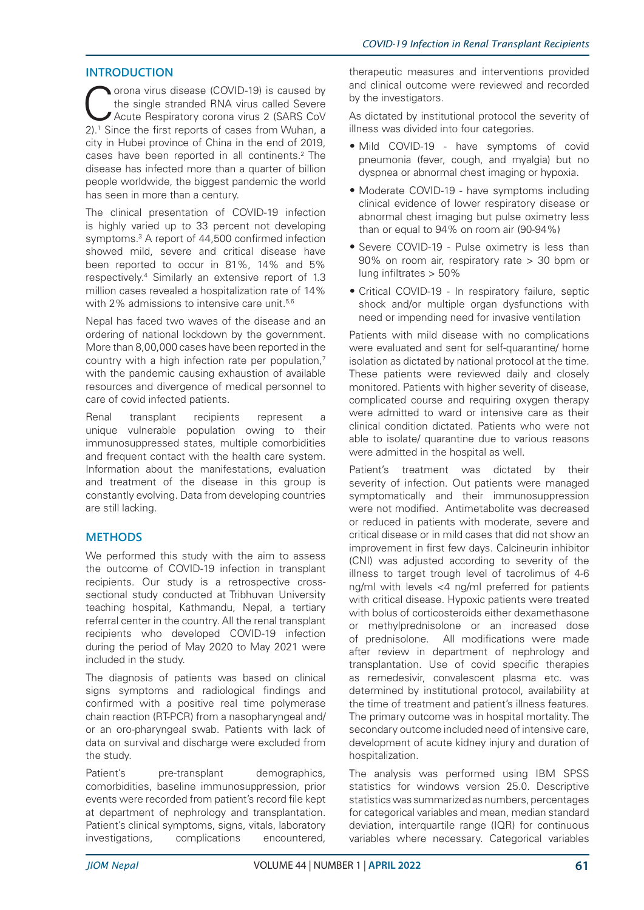## INTRODUCTION

Corona virus disease (COVID-19) is caused by the single stranded RNA virus called Severe Acute Respiratory corona virus 2 (SARS CoV 2).[1] Since the first reports of cases from Wuhan, a city in Hubei province of China in the end of 2019, cases have been reported in all continents.[2] The disease has infected more than a quarter of billion people worldwide, the biggest pandemic the world has seen in more than a century.

The clinical presentation of COVID-19 infection is highly varied up to 33 percent not developing symptoms.[3] A report of 44,500 confirmed infection showed mild, severe and critical disease have been reported to occur in 81%, 14% and 5% respectively.[4] Similarly an extensive report of 1.3 million cases revealed a hospitalization rate of 14% with 2% admissions to intensive care unit.[5,6]

Nepal has faced two waves of the disease and an ordering of national lockdown by the government. More than 8,00,000 cases have been reported in the country with a high infection rate per population,[7] with the pandemic causing exhaustion of available resources and divergence of medical personnel to care of covid infected patients.

Renal transplant recipients represent a unique vulnerable population owing to their immunosuppressed states, multiple comorbidities and frequent contact with the health care system. Information about the manifestations, evaluation and treatment of the disease in this group is constantly evolving. Data from developing countries are still lacking.

## METHODS

We performed this study with the aim to assess the outcome of COVID-19 infection in transplant recipients. Our study is a retrospective cross-sectional study conducted at Tribhuvan University teaching hospital, Kathmandu, Nepal, a tertiary referral center in the country. All the renal transplant recipients who developed COVID-19 infection during the period of May 2020 to May 2021 were included in the study.

The diagnosis of patients was based on clinical signs symptoms and radiological findings and confirmed with a positive real time polymerase chain reaction (RT-PCR) from a nasopharyngeal and/or an oro-pharyngeal swab. Patients with lack of data on survival and discharge were excluded from the study.

Patient's pre-transplant demographics, comorbidities, baseline immunosuppression, prior events were recorded from patient's record file kept at department of nephrology and transplantation. Patient's clinical symptoms, signs, vitals, laboratory investigations, complications encountered, therapeutic measures and interventions provided and clinical outcome were reviewed and recorded by the investigators.

As dictated by institutional protocol the severity of illness was divided into four categories.

- Mild COVID-19 - have symptoms of covid pneumonia (fever, cough, and myalgia) but no dyspnea or abnormal chest imaging or hypoxia.
- Moderate COVID-19 - have symptoms including clinical evidence of lower respiratory disease or abnormal chest imaging but pulse oximetry less than or equal to 94% on room air (90-94%)
- Severe COVID-19 - Pulse oximetry is less than 90% on room air, respiratory rate > 30 bpm or lung infiltrates > 50%
- Critical COVID-19 - In respiratory failure, septic shock and/or multiple organ dysfunctions with need or impending need for invasive ventilation

Patients with mild disease with no complications were evaluated and sent for self-quarantine/ home isolation as dictated by national protocol at the time. These patients were reviewed daily and closely monitored. Patients with higher severity of disease, complicated course and requiring oxygen therapy were admitted to ward or intensive care as their clinical condition dictated. Patients who were not able to isolate/ quarantine due to various reasons were admitted in the hospital as well.

Patient's treatment was dictated by their severity of infection. Out patients were managed symptomatically and their immunosuppression were not modified. Antimetabolite was decreased or reduced in patients with moderate, severe and critical disease or in mild cases that did not show an improvement in first few days. Calcineurin inhibitor (CNI) was adjusted according to severity of the illness to target trough level of tacrolimus of 4-6 ng/ml with levels <4 ng/ml preferred for patients with critical disease. Hypoxic patients were treated with bolus of corticosteroids either dexamethasone or methylprednisolone or an increased dose of prednisolone. All modifications were made after review in department of nephrology and transplantation. Use of covid specific therapies as remedesivir, convalescent plasma etc. was determined by institutional protocol, availability at the time of treatment and patient's illness features. The primary outcome was in hospital mortality. The secondary outcome included need of intensive care, development of acute kidney injury and duration of hospitalization.

The analysis was performed using IBM SPSS statistics for windows version 25.0. Descriptive statistics was summarized as numbers, percentages for categorical variables and mean, median standard deviation, interquartile range (IQR) for continuous variables where necessary. Categorical variables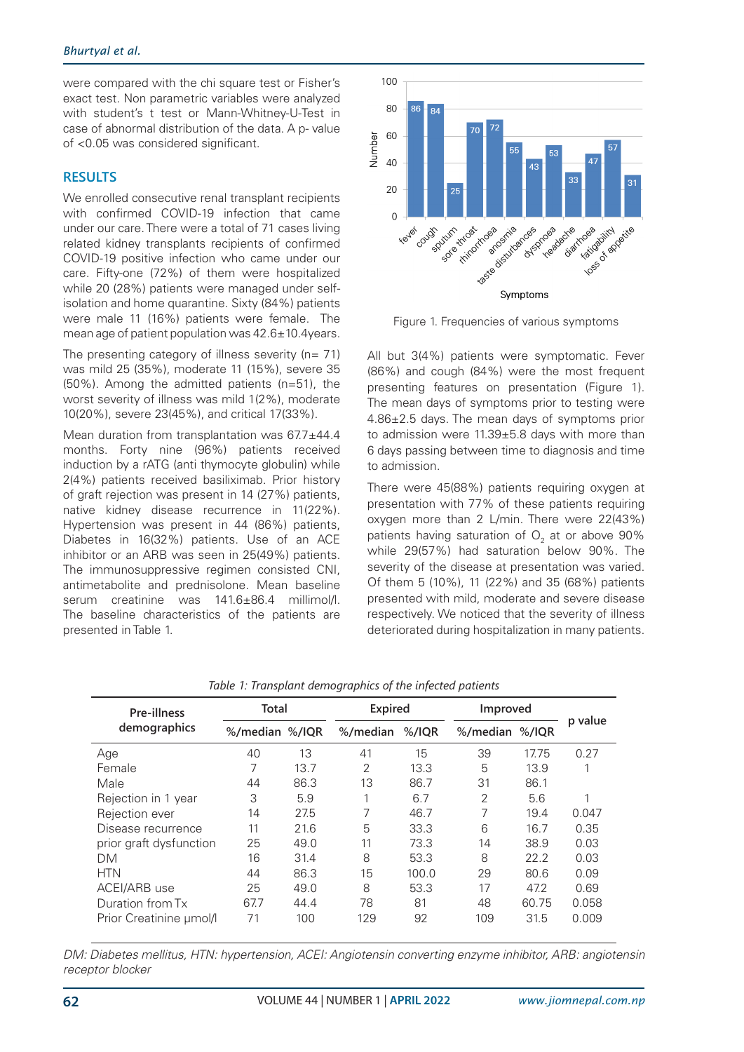were compared with the chi square test or Fisher's exact test. Non parametric variables were analyzed with student's t test or Mann-Whitney-U-Test in case of abnormal distribution of the data. A p- value of <0.05 was considered significant.

## RESULTS

We enrolled consecutive renal transplant recipients with confirmed COVID-19 infection that came under our care. There were a total of 71 cases living related kidney transplants recipients of confirmed COVID-19 positive infection who came under our care. Fifty-one (72%) of them were hospitalized while 20 (28%) patients were managed under self-isolation and home quarantine. Sixty (84%) patients were male 11 (16%) patients were female. The mean age of patient population was 42.6±10.4years.

The presenting category of illness severity (n= 71) was mild 25 (35%), moderate 11 (15%), severe 35 (50%). Among the admitted patients (n=51), the worst severity of illness was mild 1(2%), moderate 10(20%), severe 23(45%), and critical 17(33%).

Mean duration from transplantation was 67.7±44.4 months. Forty nine (96%) patients received induction by a rATG (anti thymocyte globulin) while 2(4%) patients received basiliximab. Prior history of graft rejection was present in 14 (27%) patients, native kidney disease recurrence in 11(22%). Hypertension was present in 44 (86%) patients, Diabetes in 16(32%) patients. Use of an ACE inhibitor or an ARB was seen in 25(49%) patients. The immunosuppressive regimen consisted CNI, antimetabolite and prednisolone. Mean baseline serum creatinine was 141.6±86.4 millimol/l. The baseline characteristics of the patients are presented in Table 1.

100
80
60
40
20
0
Number
86
84
25
70
72
55
43
53
33
47
57
31
fever
cough
sputum
sore throat
rhinorrhoea
anosmia
taste disturbances
dyspnoea
headache
diarrhoea
fatigability
loss of appetite
Symptoms

Figure 1. Frequencies of various symptoms

All but 3(4%) patients were symptomatic. Fever (86%) and cough (84%) were the most frequent presenting features on presentation (Figure 1). The mean days of symptoms prior to testing were 4.86±2.5 days. The mean days of symptoms prior to admission were 11.39±5.8 days with more than 6 days passing between time to diagnosis and time to admission.

There were 45(88%) patients requiring oxygen at presentation with 77% of these patients requiring oxygen more than 2 L/min. There were 22(43%) patients having saturation of $O_2$ at or above 90% while 29(57%) had saturation below 90%. The severity of the disease at presentation was varied. Of them 5 (10%), 11 (22%) and 35 (68%) patients presented with mild, moderate and severe disease respectively. We noticed that the severity of illness deteriorated during hospitalization in many patients.

*Table 1: Transplant demographics of the infected patients*

| Pre-illness demographics | Total | | Expired | | Improved | | p value |
|---|---|---|---|---|---|---|---|
| | %/median | %/IQR | %/median | %/IQR | %/median | %/IQR | |
| Age | 40 | 13 | 41 | 15 | 39 | 17.75 | 0.27 |
| Female | 7 | 13.7 | 2 | 13.3 | 5 | 13.9 | 1 |
| Male | 44 | 86.3 | 13 | 86.7 | 31 | 86.1 | |
| Rejection in 1 year | 3 | 5.9 | 1 | 6.7 | 2 | 5.6 | 1 |
| Rejection ever | 14 | 27.5 | 7 | 46.7 | 7 | 19.4 | 0.047 |
| Disease recurrence | 11 | 21.6 | 5 | 33.3 | 6 | 16.7 | 0.35 |
| prior graft dysfunction | 25 | 49.0 | 11 | 73.3 | 14 | 38.9 | 0.03 |
| DM | 16 | 31.4 | 8 | 53.3 | 8 | 22.2 | 0.03 |
| HTN | 44 | 86.3 | 15 | 100.0 | 29 | 80.6 | 0.09 |
| ACEI/ARB use | 25 | 49.0 | 8 | 53.3 | 17 | 47.2 | 0.69 |
| Duration from Tx | 67.7 | 44.4 | 78 | 81 | 48 | 60.75 | 0.058 |
| Prior Creatinine μmol/l | 71 | 100 | 129 | 92 | 109 | 31.5 | 0.009 |

*DM: Diabetes mellitus, HTN: hypertension, ACEI: Angiotensin converting enzyme inhibitor, ARB: angiotensin receptor blocker*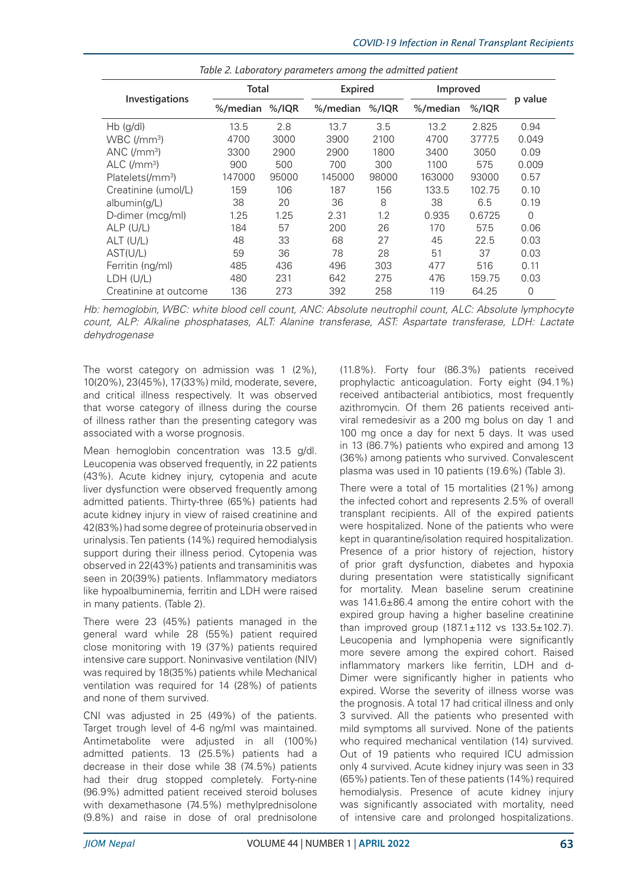*Table 2. Laboratory parameters among the admitted patient*

| Investigations | Total | | Expired | | Improved | | p value |
|---|---|---|---|---|---|---|---|
| | %/median | %/IQR | %/median | %/IQR | %/median | %/IQR | |
| Hb (g/dl) | 13.5 | 2.8 | 13.7 | 3.5 | 13.2 | 2.825 | 0.94 |
| WBC (/mm$^3$) | 4700 | 3000 | 3900 | 2100 | 4700 | 3777.5 | 0.049 |
| ANC (/mm$^3$) | 3300 | 2900 | 2900 | 1800 | 3400 | 3050 | 0.09 |
| ALC (/mm$^3$) | 900 | 500 | 700 | 300 | 1100 | 575 | 0.009 |
| Platelets(/mm$^3$) | 147000 | 95000 | 145000 | 98000 | 163000 | 93000 | 0.57 |
| Creatinine (umol/L) | 159 | 106 | 187 | 156 | 133.5 | 102.75 | 0.10 |
| albumin(g/L) | 38 | 20 | 36 | 8 | 38 | 6.5 | 0.19 |
| D-dimer (mcg/ml) | 1.25 | 1.25 | 2.31 | 1.2 | 0.935 | 0.6725 | 0 |
| ALP (U/L) | 184 | 57 | 200 | 26 | 170 | 57.5 | 0.06 |
| ALT (U/L) | 48 | 33 | 68 | 27 | 45 | 22.5 | 0.03 |
| AST(U/L) | 59 | 36 | 78 | 28 | 51 | 37 | 0.03 |
| Ferritin (ng/ml) | 485 | 436 | 496 | 303 | 477 | 516 | 0.11 |
| LDH (U/L) | 480 | 231 | 642 | 275 | 476 | 159.75 | 0.03 |
| Creatinine at outcome | 136 | 273 | 392 | 258 | 119 | 64.25 | 0 |

*Hb: hemoglobin, WBC: white blood cell count, ANC: Absolute neutrophil count, ALC: Absolute lymphocyte count, ALP: Alkaline phosphatases, ALT: Alanine transferase, AST: Aspartate transferase, LDH: Lactate dehydrogenase*

The worst category on admission was 1 (2%), 10(20%), 23(45%), 17(33%) mild, moderate, severe, and critical illness respectively. It was observed that worse category of illness during the course of illness rather than the presenting category was associated with a worse prognosis.

Mean hemoglobin concentration was 13.5 g/dl. Leucopenia was observed frequently, in 22 patients (43%). Acute kidney injury, cytopenia and acute liver dysfunction were observed frequently among admitted patients. Thirty-three (65%) patients had acute kidney injury in view of raised creatinine and 42(83%) had some degree of proteinuria observed in urinalysis. Ten patients (14%) required hemodialysis support during their illness period. Cytopenia was observed in 22(43%) patients and transaminitis was seen in 20(39%) patients. Inflammatory mediators like hypoalbuminemia, ferritin and LDH were raised in many patients. (Table 2).

There were 23 (45%) patients managed in the general ward while 28 (55%) patient required close monitoring with 19 (37%) patients required intensive care support. Noninvasive ventilation (NIV) was required by 18(35%) patients while Mechanical ventilation was required for 14 (28%) of patients and none of them survived.

CNI was adjusted in 25 (49%) of the patients. Target trough level of 4-6 ng/ml was maintained. Antimetabolite were adjusted in all (100%) admitted patients. 13 (25.5%) patients had a decrease in their dose while 38 (74.5%) patients had their drug stopped completely. Forty-nine (96.9%) admitted patient received steroid boluses with dexamethasone (74.5%) methylprednisolone (9.8%) and raise in dose of oral prednisolone (11.8%). Forty four (86.3%) patients received prophylactic anticoagulation. Forty eight (94.1%) received antibacterial antibiotics, most frequently azithromycin. Of them 26 patients received anti-viral remedesivir as a 200 mg bolus on day 1 and 100 mg once a day for next 5 days. It was used in 13 (86.7%) patients who expired and among 13 (36%) among patients who survived. Convalescent plasma was used in 10 patients (19.6%) (Table 3).

There were a total of 15 mortalities (21%) among the infected cohort and represents 2.5% of overall transplant recipients. All of the expired patients were hospitalized. None of the patients who were kept in quarantine/isolation required hospitalization. Presence of a prior history of rejection, history of prior graft dysfunction, diabetes and hypoxia during presentation were statistically significant for mortality. Mean baseline serum creatinine was 141.6±86.4 among the entire cohort with the expired group having a higher baseline creatinine than improved group (187.1±112 vs 133.5±102.7). Leucopenia and lymphopenia were significantly more severe among the expired cohort. Raised inflammatory markers like ferritin, LDH and d-Dimer were significantly higher in patients who expired. Worse the severity of illness worse was the prognosis. A total 17 had critical illness and only 3 survived. All the patients who presented with mild symptoms all survived. None of the patients who required mechanical ventilation (14) survived. Out of 19 patients who required ICU admission only 4 survived. Acute kidney injury was seen in 33 (65%) patients. Ten of these patients (14%) required hemodialysis. Presence of acute kidney injury was significantly associated with mortality, need of intensive care and prolonged hospitalizations.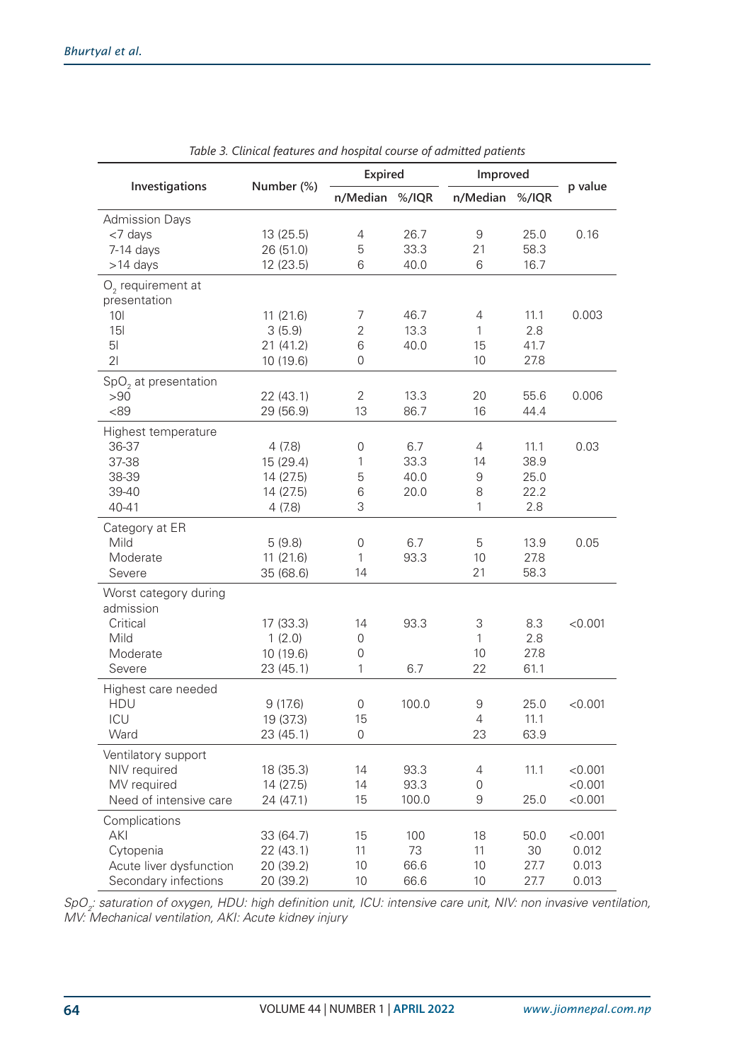*Table 3. Clinical features and hospital course of admitted patients*

| Investigations | Number (%) | Expired | | Improved | | p value |
|---|---|---|---|---|---|---|
| | | n/Median | %/IQR | n/Median | %/IQR | |
| Admission Days | | | | | | |
| <7 days | 13 (25.5) | 4 | 26.7 | 9 | 25.0 | 0.16 |
| 7-14 days | 26 (51.0) | 5 | 33.3 | 21 | 58.3 | |
| >14 days | 12 (23.5) | 6 | 40.0 | 6 | 16.7 | |
| $O_2$ requirement at presentation | | | | | | |
| 10l | 11 (21.6) | 7 | 46.7 | 4 | 11.1 | 0.003 |
| 15l | 3 (5.9) | 2 | 13.3 | 1 | 2.8 | |
| 5l | 21 (41.2) | 6 | 40.0 | 15 | 41.7 | |
| 2l | 10 (19.6) | 0 | | 10 | 27.8 | |
| $SpO_2$ at presentation | | | | | | |
| >90 | 22 (43.1) | 2 | 13.3 | 20 | 55.6 | 0.006 |
| <89 | 29 (56.9) | 13 | 86.7 | 16 | 44.4 | |
| Highest temperature | | | | | | |
| 36-37 | 4 (7.8) | 0 | 6.7 | 4 | 11.1 | 0.03 |
| 37-38 | 15 (29.4) | 1 | 33.3 | 14 | 38.9 | |
| 38-39 | 14 (27.5) | 5 | 40.0 | 9 | 25.0 | |
| 39-40 | 14 (27.5) | 6 | 20.0 | 8 | 22.2 | |
| 40-41 | 4 (7.8) | 3 | | 1 | 2.8 | |
| Category at ER | | | | | | |
| Mild | 5 (9.8) | 0 | 6.7 | 5 | 13.9 | 0.05 |
| Moderate | 11 (21.6) | 1 | 93.3 | 10 | 27.8 | |
| Severe | 35 (68.6) | 14 | | 21 | 58.3 | |
| Worst category during admission | | | | | | |
| Critical | 17 (33.3) | 14 | 93.3 | 3 | 8.3 | <0.001 |
| Mild | 1 (2.0) | 0 | | 1 | 2.8 | |
| Moderate | 10 (19.6) | 0 | | 10 | 27.8 | |
| Severe | 23 (45.1) | 1 | 6.7 | 22 | 61.1 | |
| Highest care needed | | | | | | |
| HDU | 9 (17.6) | 0 | 100.0 | 9 | 25.0 | <0.001 |
| ICU | 19 (37.3) | 15 | | 4 | 11.1 | |
| Ward | 23 (45.1) | 0 | | 23 | 63.9 | |
| Ventilatory support | | | | | | |
| NIV required | 18 (35.3) | 14 | 93.3 | 4 | 11.1 | <0.001 |
| MV required | 14 (27.5) | 14 | 93.3 | 0 | | <0.001 |
| Need of intensive care | 24 (47.1) | 15 | 100.0 | 9 | 25.0 | <0.001 |
| Complications | | | | | | |
| AKI | 33 (64.7) | 15 | 100 | 18 | 50.0 | <0.001 |
| Cytopenia | 22 (43.1) | 11 | 73 | 11 | 30 | 0.012 |
| Acute liver dysfunction | 20 (39.2) | 10 | 66.6 | 10 | 27.7 | 0.013 |
| Secondary infections | 20 (39.2) | 10 | 66.6 | 10 | 27.7 | 0.013 |

*$SpO_2$: saturation of oxygen, HDU: high definition unit, ICU: intensive care unit, NIV: non invasive ventilation, MV: Mechanical ventilation, AKI: Acute kidney injury*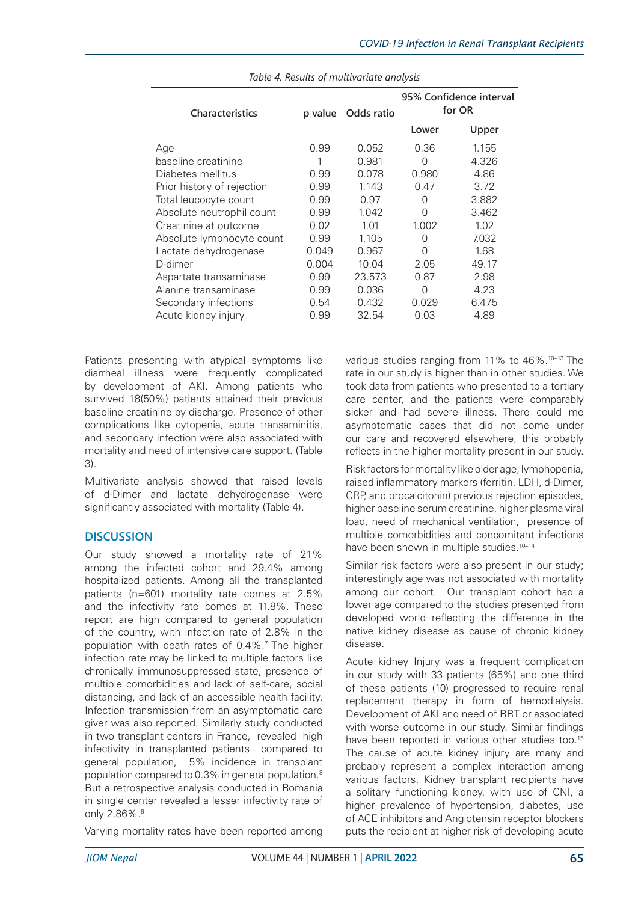*Table 4. Results of multivariate analysis*

| Characteristics | p value | Odds ratio | 95% Confidence interval for OR | |
|---|---|---|---|---|
| | | | Lower | Upper |
| Age | 0.99 | 0.052 | 0.36 | 1.155 |
| baseline creatinine | 1 | 0.981 | 0 | 4.326 |
| Diabetes mellitus | 0.99 | 0.078 | 0.980 | 4.86 |
| Prior history of rejection | 0.99 | 1.143 | 0.47 | 3.72 |
| Total leucocyte count | 0.99 | 0.97 | 0 | 3.882 |
| Absolute neutrophil count | 0.99 | 1.042 | 0 | 3.462 |
| Creatinine at outcome | 0.02 | 1.01 | 1.002 | 1.02 |
| Absolute lymphocyte count | 0.99 | 1.105 | 0 | 7.032 |
| Lactate dehydrogenase | 0.049 | 0.967 | 0 | 1.68 |
| D-dimer | 0.004 | 10.04 | 2.05 | 49.17 |
| Aspartate transaminase | 0.99 | 23.573 | 0.87 | 2.98 |
| Alanine transaminase | 0.99 | 0.036 | 0 | 4.23 |
| Secondary infections | 0.54 | 0.432 | 0.029 | 6.475 |
| Acute kidney injury | 0.99 | 32.54 | 0.03 | 4.89 |

Patients presenting with atypical symptoms like diarrheal illness were frequently complicated by development of AKI. Among patients who survived 18(50%) patients attained their previous baseline creatinine by discharge. Presence of other complications like cytopenia, acute transaminitis, and secondary infection were also associated with mortality and need of intensive care support. (Table 3).

Multivariate analysis showed that raised levels of d-Dimer and lactate dehydrogenase were significantly associated with mortality (Table 4).

## DISCUSSION

Our study showed a mortality rate of 21% among the infected cohort and 29.4% among hospitalized patients. Among all the transplanted patients (n=601) mortality rate comes at 2.5% and the infectivity rate comes at 11.8%. These report are high compared to general population of the country, with infection rate of 2.8% in the population with death rates of 0.4%.[7] The higher infection rate may be linked to multiple factors like chronically immunosuppressed state, presence of multiple comorbidities and lack of self-care, social distancing, and lack of an accessible health facility. Infection transmission from an asymptomatic care giver was also reported. Similarly study conducted in two transplant centers in France, revealed high infectivity in transplanted patients compared to general population, 5% incidence in transplant population compared to 0.3% in general population.[8] But a retrospective analysis conducted in Romania in single center revealed a lesser infectivity rate of only 2.86%.[9]

Varying mortality rates have been reported among various studies ranging from 11% to 46%.[10–13] The rate in our study is higher than in other studies. We took data from patients who presented to a tertiary care center, and the patients were comparably sicker and had severe illness. There could me asymptomatic cases that did not come under our care and recovered elsewhere, this probably reflects in the higher mortality present in our study.

Risk factors for mortality like older age, lymphopenia, raised inflammatory markers (ferritin, LDH, d-Dimer, CRP, and procalcitonin) previous rejection episodes, higher baseline serum creatinine, higher plasma viral load, need of mechanical ventilation, presence of multiple comorbidities and concomitant infections have been shown in multiple studies.[10–14]

Similar risk factors were also present in our study; interestingly age was not associated with mortality among our cohort. Our transplant cohort had a lower age compared to the studies presented from developed world reflecting the difference in the native kidney disease as cause of chronic kidney disease.

Acute kidney Injury was a frequent complication in our study with 33 patients (65%) and one third of these patients (10) progressed to require renal replacement therapy in form of hemodialysis. Development of AKI and need of RRT or associated with worse outcome in our study. Similar findings have been reported in various other studies too.[15] The cause of acute kidney injury are many and probably represent a complex interaction among various factors. Kidney transplant recipients have a solitary functioning kidney, with use of CNI, a higher prevalence of hypertension, diabetes, use of ACE inhibitors and Angiotensin receptor blockers puts the recipient at higher risk of developing acute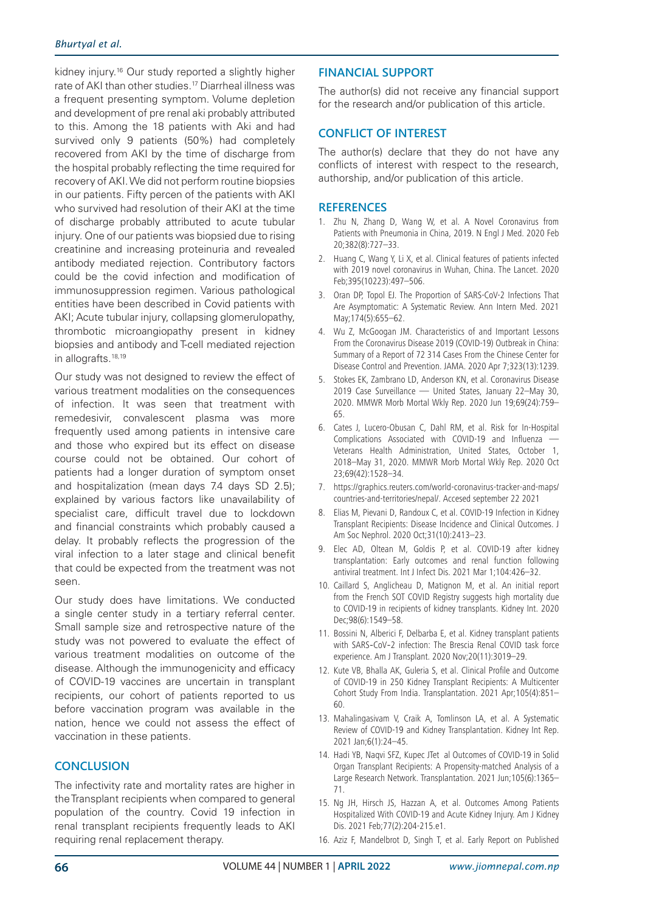kidney injury.[16] Our study reported a slightly higher rate of AKI than other studies.[17] Diarrheal illness was a frequent presenting symptom. Volume depletion and development of pre renal aki probably attributed to this. Among the 18 patients with Aki and had survived only 9 patients (50%) had completely recovered from AKI by the time of discharge from the hospital probably reflecting the time required for recovery of AKI. We did not perform routine biopsies in our patients. Fifty percen of the patients with AKI who survived had resolution of their AKI at the time of discharge probably attributed to acute tubular injury. One of our patients was biopsied due to rising creatinine and increasing proteinuria and revealed antibody mediated rejection. Contributory factors could be the covid infection and modification of immunosuppression regimen. Various pathological entities have been described in Covid patients with AKI; Acute tubular injury, collapsing glomerulopathy, thrombotic microangiopathy present in kidney biopsies and antibody and T-cell mediated rejection in allografts.[18,19]

Our study was not designed to review the effect of various treatment modalities on the consequences of infection. It was seen that treatment with remedesivir, convalescent plasma was more frequently used among patients in intensive care and those who expired but its effect on disease course could not be obtained. Our cohort of patients had a longer duration of symptom onset and hospitalization (mean days 7.4 days SD 2.5); explained by various factors like unavailability of specialist care, difficult travel due to lockdown and financial constraints which probably caused a delay. It probably reflects the progression of the viral infection to a later stage and clinical benefit that could be expected from the treatment was not seen.

Our study does have limitations. We conducted a single center study in a tertiary referral center. Small sample size and retrospective nature of the study was not powered to evaluate the effect of various treatment modalities on outcome of the disease. Although the immunogenicity and efficacy of COVID-19 vaccines are uncertain in transplant recipients, our cohort of patients reported to us before vaccination program was available in the nation, hence we could not assess the effect of vaccination in these patients.

## CONCLUSION

The infectivity rate and mortality rates are higher in the Transplant recipients when compared to general population of the country. Covid 19 infection in renal transplant recipients frequently leads to AKI requiring renal replacement therapy.

## FINANCIAL SUPPORT

The author(s) did not receive any financial support for the research and/or publication of this article.

## CONFLICT OF INTEREST

The author(s) declare that they do not have any conflicts of interest with respect to the research, authorship, and/or publication of this article.

## REFERENCES

1. Zhu N, Zhang D, Wang W, et al. A Novel Coronavirus from Patients with Pneumonia in China, 2019. N Engl J Med. 2020 Feb 20;382(8):727–33.
2. Huang C, Wang Y, Li X, et al. Clinical features of patients infected with 2019 novel coronavirus in Wuhan, China. The Lancet. 2020 Feb;395(10223):497–506.
3. Oran DP, Topol EJ. The Proportion of SARS-CoV-2 Infections That Are Asymptomatic: A Systematic Review. Ann Intern Med. 2021 May;174(5):655–62.
4. Wu Z, McGoogan JM. Characteristics of and Important Lessons From the Coronavirus Disease 2019 (COVID-19) Outbreak in China: Summary of a Report of 72 314 Cases From the Chinese Center for Disease Control and Prevention. JAMA. 2020 Apr 7;323(13):1239.
5. Stokes EK, Zambrano LD, Anderson KN, et al. Coronavirus Disease 2019 Case Surveillance — United States, January 22–May 30, 2020. MMWR Morb Mortal Wkly Rep. 2020 Jun 19;69(24):759–65.
6. Cates J, Lucero-Obusan C, Dahl RM, et al. Risk for In-Hospital Complications Associated with COVID-19 and Influenza — Veterans Health Administration, United States, October 1, 2018–May 31, 2020. MMWR Morb Mortal Wkly Rep. 2020 Oct 23;69(42):1528–34.
7. https://graphics.reuters.com/world-coronavirus-tracker-and-maps/countries-and-territories/nepal/. Accesed september 22 2021
8. Elias M, Pievani D, Randoux C, et al. COVID-19 Infection in Kidney Transplant Recipients: Disease Incidence and Clinical Outcomes. J Am Soc Nephrol. 2020 Oct;31(10):2413–23.
9. Elec AD, Oltean M, Goldis P, et al. COVID-19 after kidney transplantation: Early outcomes and renal function following antiviral treatment. Int J Infect Dis. 2021 Mar 1;104:426–32.
10. Caillard S, Anglicheau D, Matignon M, et al. An initial report from the French SOT COVID Registry suggests high mortality due to COVID-19 in recipients of kidney transplants. Kidney Int. 2020 Dec;98(6):1549–58.
11. Bossini N, Alberici F, Delbarba E, et al. Kidney transplant patients with SARS-CoV-2 infection: The Brescia Renal COVID task force experience. Am J Transplant. 2020 Nov;20(11):3019–29.
12. Kute VB, Bhalla AK, Guleria S, et al. Clinical Profile and Outcome of COVID-19 in 250 Kidney Transplant Recipients: A Multicenter Cohort Study From India. Transplantation. 2021 Apr;105(4):851–60.
13. Mahalingasivam V, Craik A, Tomlinson LA, et al. A Systematic Review of COVID-19 and Kidney Transplantation. Kidney Int Rep. 2021 Jan;6(1):24–45.
14. Hadi YB, Naqvi SFZ, Kupec JTet al Outcomes of COVID-19 in Solid Organ Transplant Recipients: A Propensity-matched Analysis of a Large Research Network. Transplantation. 2021 Jun;105(6):1365–71.
15. Ng JH, Hirsch JS, Hazzan A, et al. Outcomes Among Patients Hospitalized With COVID-19 and Acute Kidney Injury. Am J Kidney Dis. 2021 Feb;77(2):204-215.e1.
16. Aziz F, Mandelbrot D, Singh T, et al. Early Report on Published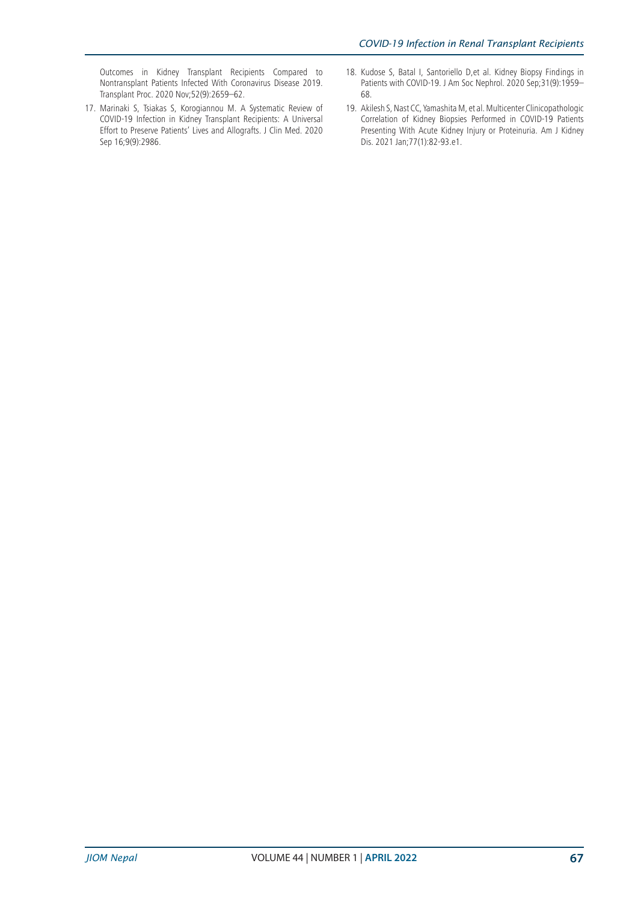Outcomes in Kidney Transplant Recipients Compared to Nontransplant Patients Infected With Coronavirus Disease 2019. Transplant Proc. 2020 Nov;52(9):2659–62.

17. Marinaki S, Tsiakas S, Korogiannou M. A Systematic Review of COVID-19 Infection in Kidney Transplant Recipients: A Universal Effort to Preserve Patients' Lives and Allografts. J Clin Med. 2020 Sep 16;9(9):2986.
18. Kudose S, Batal I, Santoriello D,et al. Kidney Biopsy Findings in Patients with COVID-19. J Am Soc Nephrol. 2020 Sep;31(9):1959–68.
19. Akilesh S, Nast CC, Yamashita M, et al. Multicenter Clinicopathologic Correlation of Kidney Biopsies Performed in COVID-19 Patients Presenting With Acute Kidney Injury or Proteinuria. Am J Kidney Dis. 2021 Jan;77(1):82-93.e1.